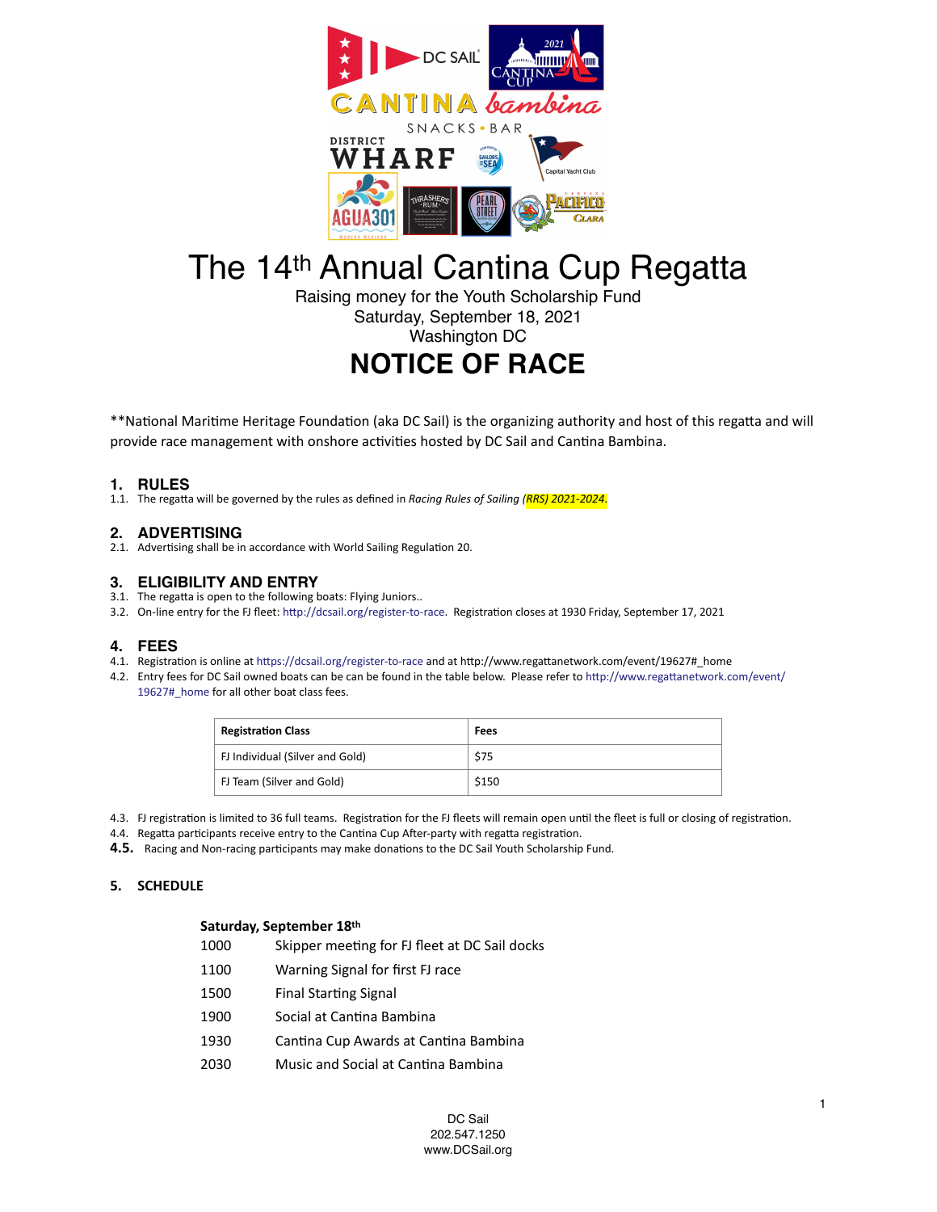# The 14th Annual Cantina Cup Regatta

Raising money for the Youth Scholarship Fund
Saturday, September 18, 2021
Washington DC

# NOTICE OF RACE

**National Maritime Heritage Foundation (aka DC Sail) is the organizing authority and host of this regatta and will provide race management with onshore activities hosted by DC Sail and Cantina Bambina.

## 1. RULES

1.1. The regatta will be governed by the rules as defined in *Racing Rules of Sailing (RRS) 2021-2024*.

## 2. ADVERTISING

2.1. Advertising shall be in accordance with World Sailing Regulation 20.

## 3. ELIGIBILITY AND ENTRY

3.1. The regatta is open to the following boats: Flying Juniors..

3.2. On-line entry for the FJ fleet: http://dcsail.org/register-to-race. Registration closes at 1930 Friday, September 17, 2021

## 4. FEES

4.1. Registration is online at https://dcsail.org/register-to-race and at http://www.regattanetwork.com/event/19627#_home

4.2. Entry fees for DC Sail owned boats can be can be found in the table below. Please refer to http://www.regattanetwork.com/event/19627#_home for all other boat class fees.

| Registration Class | Fees |
|---|---|
| FJ Individual (Silver and Gold) | $75 |
| FJ Team (Silver and Gold) | $150 |

4.3. FJ registration is limited to 36 full teams. Registration for the FJ fleets will remain open until the fleet is full or closing of registration.

4.4. Regatta participants receive entry to the Cantina Cup After-party with regatta registration.

4.5. Racing and Non-racing participants may make donations to the DC Sail Youth Scholarship Fund.

## 5. SCHEDULE

**Saturday, September 18th**

| | |
|---|---|
| 1000 | Skipper meeting for FJ fleet at DC Sail docks |
| 1100 | Warning Signal for first FJ race |
| 1500 | Final Starting Signal |
| 1900 | Social at Cantina Bambina |
| 1930 | Cantina Cup Awards at Cantina Bambina |
| 2030 | Music and Social at Cantina Bambina |

DC Sail
202.547.1250
www.DCSail.org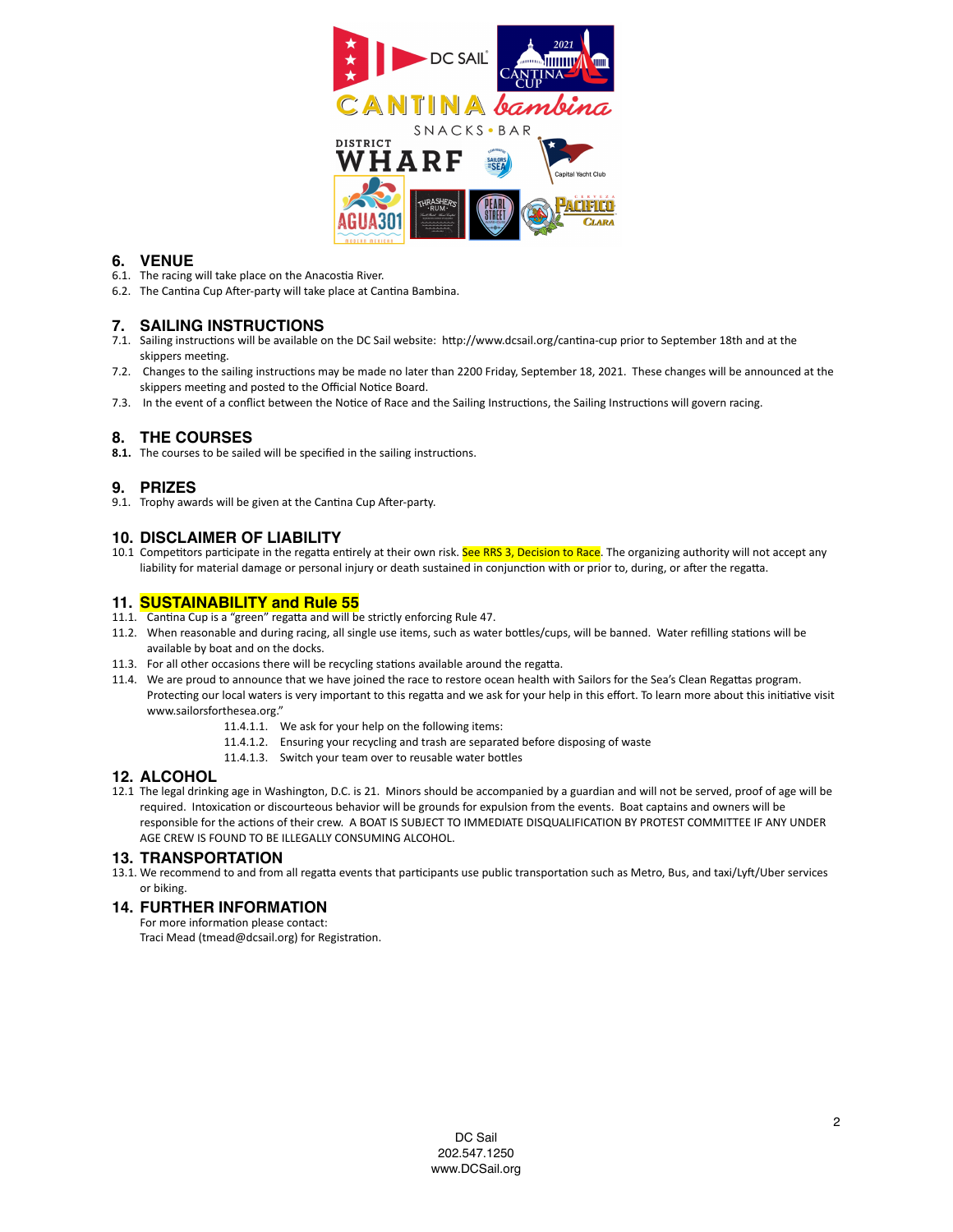## 6. VENUE

6.1. The racing will take place on the Anacostia River.

6.2. The Cantina Cup After-party will take place at Cantina Bambina.

## 7. SAILING INSTRUCTIONS

7.1. Sailing instructions will be available on the DC Sail website: http://www.dcsail.org/cantina-cup prior to September 18th and at the skippers meeting.

7.2. Changes to the sailing instructions may be made no later than 2200 Friday, September 18, 2021. These changes will be announced at the skippers meeting and posted to the Official Notice Board.

7.3. In the event of a conflict between the Notice of Race and the Sailing Instructions, the Sailing Instructions will govern racing.

## 8. THE COURSES

**8.1.** The courses to be sailed will be specified in the sailing instructions.

## 9. PRIZES

9.1. Trophy awards will be given at the Cantina Cup After-party.

## 10. DISCLAIMER OF LIABILITY

10.1 Competitors participate in the regatta entirely at their own risk. See RRS 3, Decision to Race. The organizing authority will not accept any liability for material damage or personal injury or death sustained in conjunction with or prior to, during, or after the regatta.

## 11. SUSTAINABILITY and Rule 55

11.1. Cantina Cup is a "green" regatta and will be strictly enforcing Rule 47.

11.2. When reasonable and during racing, all single use items, such as water bottles/cups, will be banned. Water refilling stations will be available by boat and on the docks.

11.3. For all other occasions there will be recycling stations available around the regatta.

11.4. We are proud to announce that we have joined the race to restore ocean health with Sailors for the Sea's Clean Regattas program. Protecting our local waters is very important to this regatta and we ask for your help in this effort. To learn more about this initiative visit www.sailorsforthesea.org."

- 11.4.1.1. We ask for your help on the following items:
- 11.4.1.2. Ensuring your recycling and trash are separated before disposing of waste
- 11.4.1.3. Switch your team over to reusable water bottles

## 12. ALCOHOL

12.1 The legal drinking age in Washington, D.C. is 21. Minors should be accompanied by a guardian and will not be served, proof of age will be required. Intoxication or discourteous behavior will be grounds for expulsion from the events. Boat captains and owners will be responsible for the actions of their crew. A BOAT IS SUBJECT TO IMMEDIATE DISQUALIFICATION BY PROTEST COMMITTEE IF ANY UNDER AGE CREW IS FOUND TO BE ILLEGALLY CONSUMING ALCOHOL.

## 13. TRANSPORTATION

13.1. We recommend to and from all regatta events that participants use public transportation such as Metro, Bus, and taxi/Lyft/Uber services or biking.

## 14. FURTHER INFORMATION

For more information please contact:
Traci Mead (tmead@dcsail.org) for Registration.

DC Sail
202.547.1250
www.DCSail.org